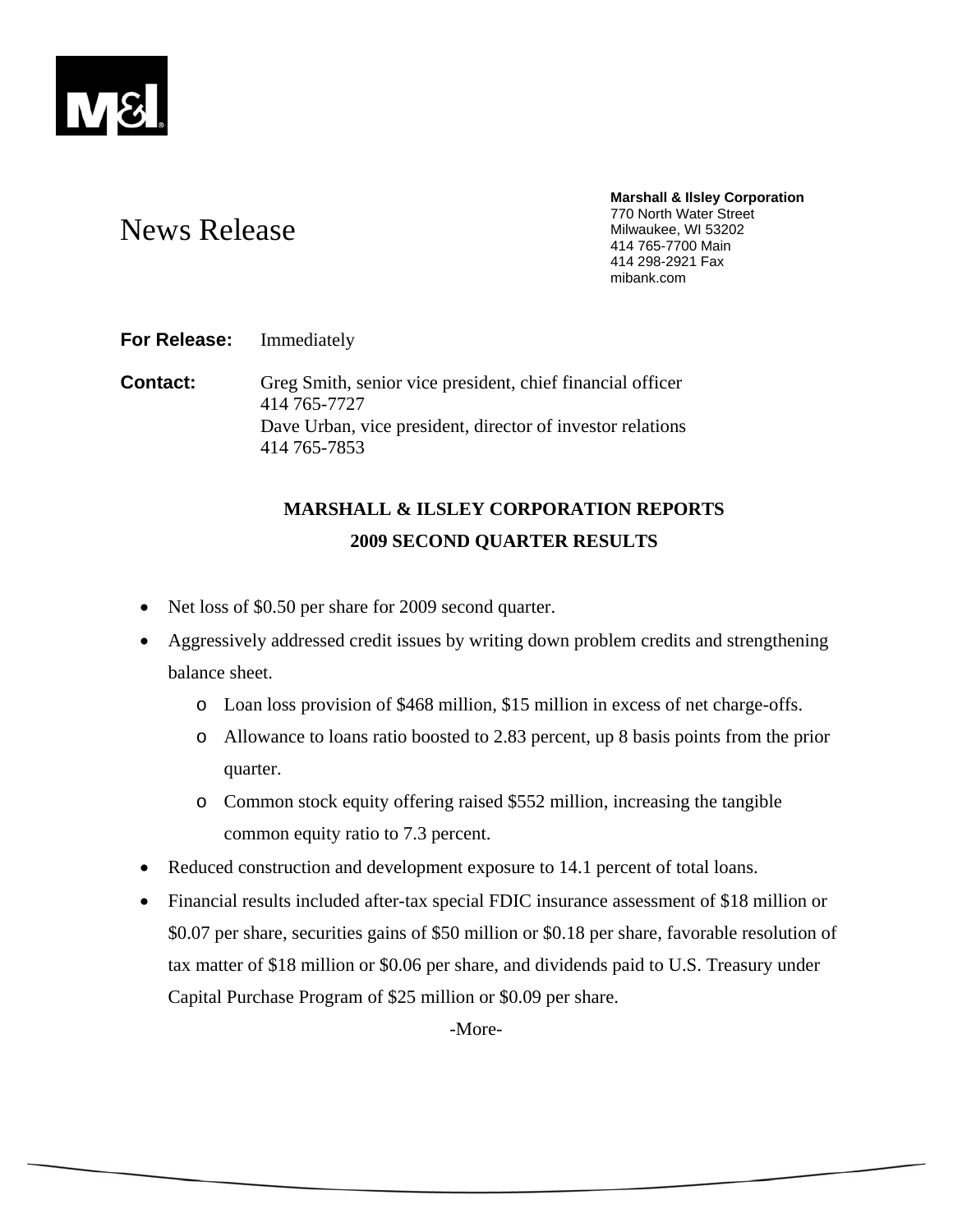# News Release

**Marshall & Ilsley Corporation**
770 North Water Street
Milwaukee, WI 53202
414 765-7700 Main
414 298-2921 Fax
mibank.com

**For Release:** Immediately

**Contact:** Greg Smith, senior vice president, chief financial officer
414 765-7727
Dave Urban, vice president, director of investor relations
414 765-7853

## MARSHALL & ILSLEY CORPORATION REPORTS 2009 SECOND QUARTER RESULTS

- Net loss of $0.50 per share for 2009 second quarter.
- Aggressively addressed credit issues by writing down problem credits and strengthening balance sheet.
  - Loan loss provision of $468 million, $15 million in excess of net charge-offs.
  - Allowance to loans ratio boosted to 2.83 percent, up 8 basis points from the prior quarter.
  - Common stock equity offering raised $552 million, increasing the tangible common equity ratio to 7.3 percent.
- Reduced construction and development exposure to 14.1 percent of total loans.
- Financial results included after-tax special FDIC insurance assessment of $18 million or $0.07 per share, securities gains of $50 million or $0.18 per share, favorable resolution of tax matter of $18 million or $0.06 per share, and dividends paid to U.S. Treasury under Capital Purchase Program of $25 million or $0.09 per share.

-More-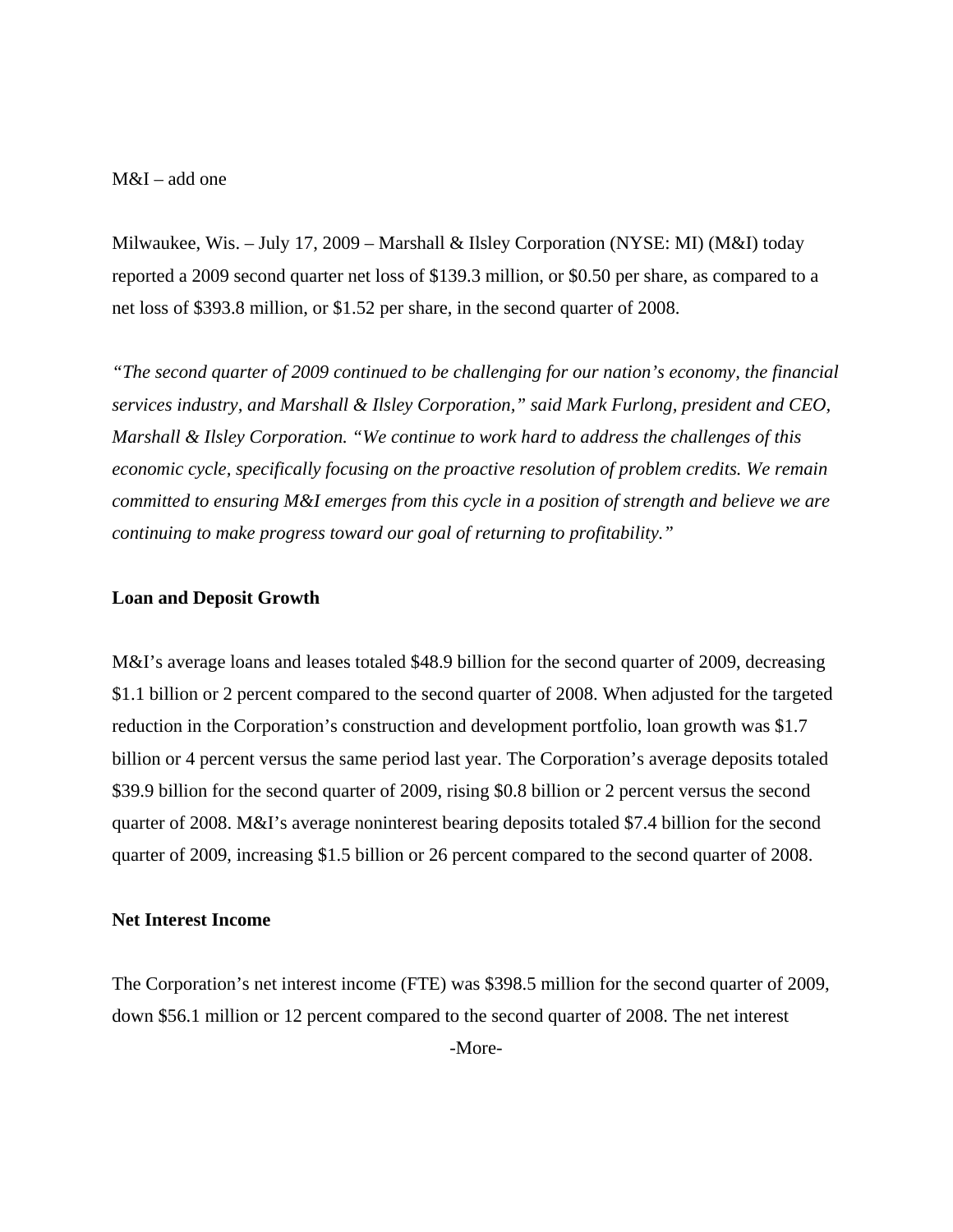M&I – add one

Milwaukee, Wis. – July 17, 2009 – Marshall & Ilsley Corporation (NYSE: MI) (M&I) today reported a 2009 second quarter net loss of $139.3 million, or $0.50 per share, as compared to a net loss of $393.8 million, or $1.52 per share, in the second quarter of 2008.

*"The second quarter of 2009 continued to be challenging for our nation's economy, the financial services industry, and Marshall & Ilsley Corporation," said Mark Furlong, president and CEO, Marshall & Ilsley Corporation. "We continue to work hard to address the challenges of this economic cycle, specifically focusing on the proactive resolution of problem credits. We remain committed to ensuring M&I emerges from this cycle in a position of strength and believe we are continuing to make progress toward our goal of returning to profitability."*

**Loan and Deposit Growth**

M&I's average loans and leases totaled $48.9 billion for the second quarter of 2009, decreasing $1.1 billion or 2 percent compared to the second quarter of 2008. When adjusted for the targeted reduction in the Corporation's construction and development portfolio, loan growth was $1.7 billion or 4 percent versus the same period last year. The Corporation's average deposits totaled $39.9 billion for the second quarter of 2009, rising $0.8 billion or 2 percent versus the second quarter of 2008. M&I's average noninterest bearing deposits totaled $7.4 billion for the second quarter of 2009, increasing $1.5 billion or 26 percent compared to the second quarter of 2008.

**Net Interest Income**

The Corporation's net interest income (FTE) was $398.5 million for the second quarter of 2009, down $56.1 million or 12 percent compared to the second quarter of 2008. The net interest

-More-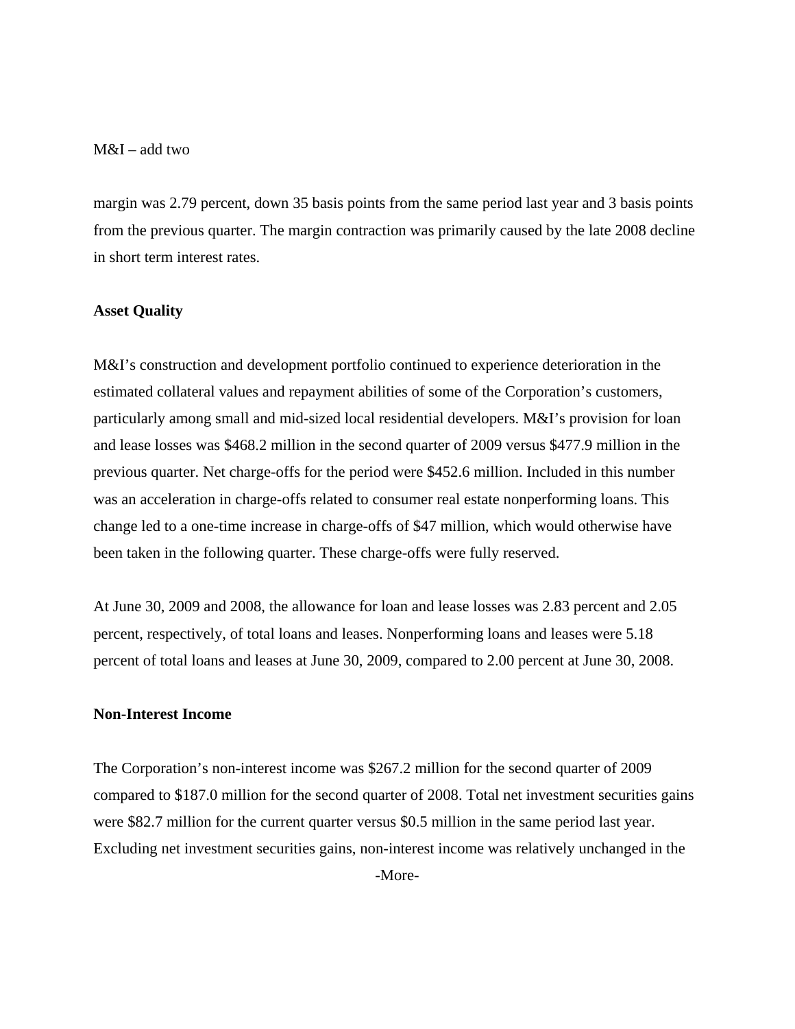margin was 2.79 percent, down 35 basis points from the same period last year and 3 basis points from the previous quarter. The margin contraction was primarily caused by the late 2008 decline in short term interest rates.

**Asset Quality**

M&I's construction and development portfolio continued to experience deterioration in the estimated collateral values and repayment abilities of some of the Corporation's customers, particularly among small and mid-sized local residential developers. M&I's provision for loan and lease losses was $468.2 million in the second quarter of 2009 versus $477.9 million in the previous quarter. Net charge-offs for the period were $452.6 million. Included in this number was an acceleration in charge-offs related to consumer real estate nonperforming loans. This change led to a one-time increase in charge-offs of $47 million, which would otherwise have been taken in the following quarter. These charge-offs were fully reserved.

At June 30, 2009 and 2008, the allowance for loan and lease losses was 2.83 percent and 2.05 percent, respectively, of total loans and leases. Nonperforming loans and leases were 5.18 percent of total loans and leases at June 30, 2009, compared to 2.00 percent at June 30, 2008.

**Non-Interest Income**

The Corporation's non-interest income was $267.2 million for the second quarter of 2009 compared to $187.0 million for the second quarter of 2008. Total net investment securities gains were $82.7 million for the current quarter versus $0.5 million in the same period last year. Excluding net investment securities gains, non-interest income was relatively unchanged in the

-More-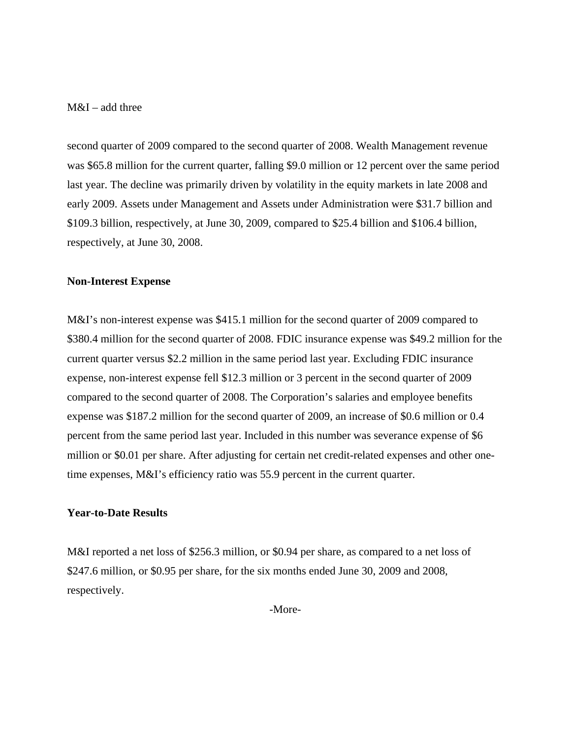second quarter of 2009 compared to the second quarter of 2008. Wealth Management revenue was $65.8 million for the current quarter, falling $9.0 million or 12 percent over the same period last year. The decline was primarily driven by volatility in the equity markets in late 2008 and early 2009. Assets under Management and Assets under Administration were $31.7 billion and $109.3 billion, respectively, at June 30, 2009, compared to $25.4 billion and $106.4 billion, respectively, at June 30, 2008.

**Non-Interest Expense**

M&I's non-interest expense was $415.1 million for the second quarter of 2009 compared to $380.4 million for the second quarter of 2008. FDIC insurance expense was $49.2 million for the current quarter versus $2.2 million in the same period last year. Excluding FDIC insurance expense, non-interest expense fell $12.3 million or 3 percent in the second quarter of 2009 compared to the second quarter of 2008. The Corporation's salaries and employee benefits expense was $187.2 million for the second quarter of 2009, an increase of $0.6 million or 0.4 percent from the same period last year. Included in this number was severance expense of $6 million or $0.01 per share. After adjusting for certain net credit-related expenses and other one-time expenses, M&I's efficiency ratio was 55.9 percent in the current quarter.

**Year-to-Date Results**

M&I reported a net loss of $256.3 million, or $0.94 per share, as compared to a net loss of $247.6 million, or $0.95 per share, for the six months ended June 30, 2009 and 2008, respectively.

-More-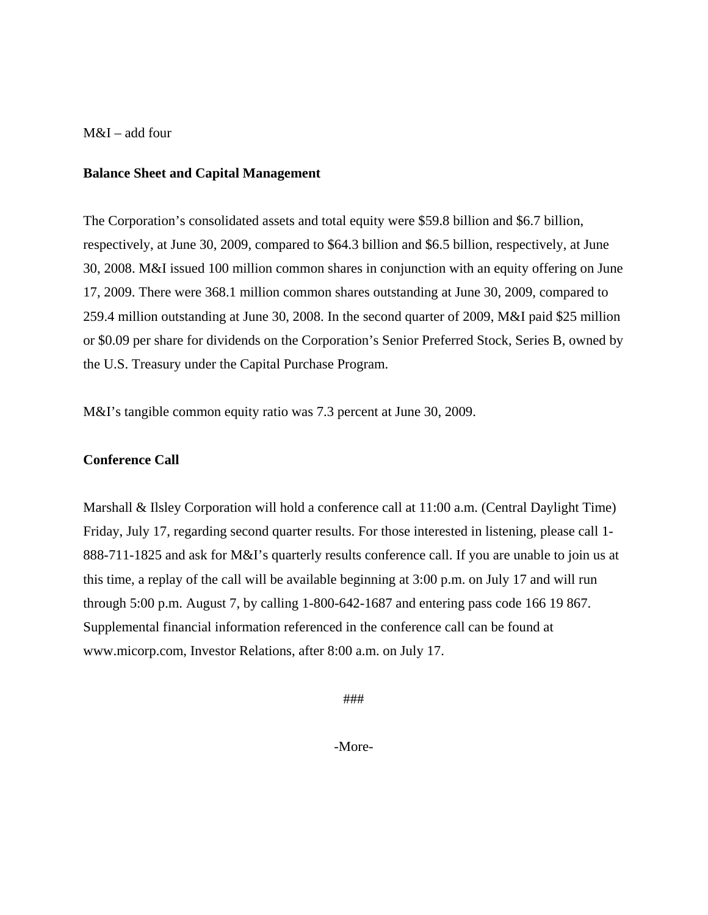M&I – add four

**Balance Sheet and Capital Management**

The Corporation's consolidated assets and total equity were $59.8 billion and $6.7 billion, respectively, at June 30, 2009, compared to $64.3 billion and $6.5 billion, respectively, at June 30, 2008. M&I issued 100 million common shares in conjunction with an equity offering on June 17, 2009. There were 368.1 million common shares outstanding at June 30, 2009, compared to 259.4 million outstanding at June 30, 2008. In the second quarter of 2009, M&I paid $25 million or $0.09 per share for dividends on the Corporation's Senior Preferred Stock, Series B, owned by the U.S. Treasury under the Capital Purchase Program.

M&I's tangible common equity ratio was 7.3 percent at June 30, 2009.

**Conference Call**

Marshall & Ilsley Corporation will hold a conference call at 11:00 a.m. (Central Daylight Time) Friday, July 17, regarding second quarter results. For those interested in listening, please call 1-888-711-1825 and ask for M&I's quarterly results conference call. If you are unable to join us at this time, a replay of the call will be available beginning at 3:00 p.m. on July 17 and will run through 5:00 p.m. August 7, by calling 1-800-642-1687 and entering pass code 166 19 867. Supplemental financial information referenced in the conference call can be found at www.micorp.com, Investor Relations, after 8:00 a.m. on July 17.

###

-More-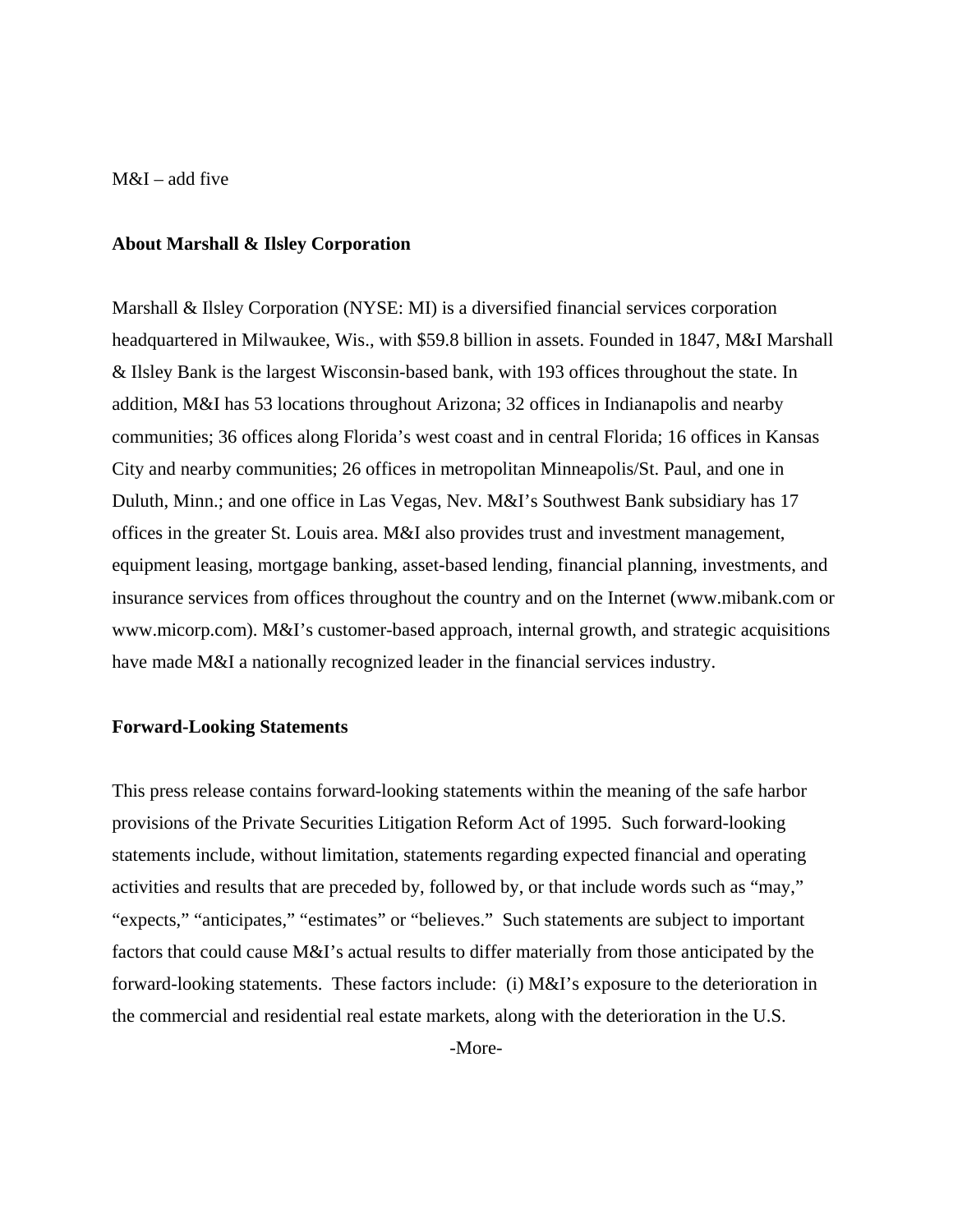M&I – add five

**About Marshall & Ilsley Corporation**

Marshall & Ilsley Corporation (NYSE: MI) is a diversified financial services corporation headquartered in Milwaukee, Wis., with $59.8 billion in assets. Founded in 1847, M&I Marshall & Ilsley Bank is the largest Wisconsin-based bank, with 193 offices throughout the state. In addition, M&I has 53 locations throughout Arizona; 32 offices in Indianapolis and nearby communities; 36 offices along Florida's west coast and in central Florida; 16 offices in Kansas City and nearby communities; 26 offices in metropolitan Minneapolis/St. Paul, and one in Duluth, Minn.; and one office in Las Vegas, Nev. M&I's Southwest Bank subsidiary has 17 offices in the greater St. Louis area. M&I also provides trust and investment management, equipment leasing, mortgage banking, asset-based lending, financial planning, investments, and insurance services from offices throughout the country and on the Internet (www.mibank.com or www.micorp.com). M&I's customer-based approach, internal growth, and strategic acquisitions have made M&I a nationally recognized leader in the financial services industry.

**Forward-Looking Statements**

This press release contains forward-looking statements within the meaning of the safe harbor provisions of the Private Securities Litigation Reform Act of 1995. Such forward-looking statements include, without limitation, statements regarding expected financial and operating activities and results that are preceded by, followed by, or that include words such as "may," "expects," "anticipates," "estimates" or "believes." Such statements are subject to important factors that could cause M&I's actual results to differ materially from those anticipated by the forward-looking statements. These factors include: (i) M&I's exposure to the deterioration in the commercial and residential real estate markets, along with the deterioration in the U.S.

-More-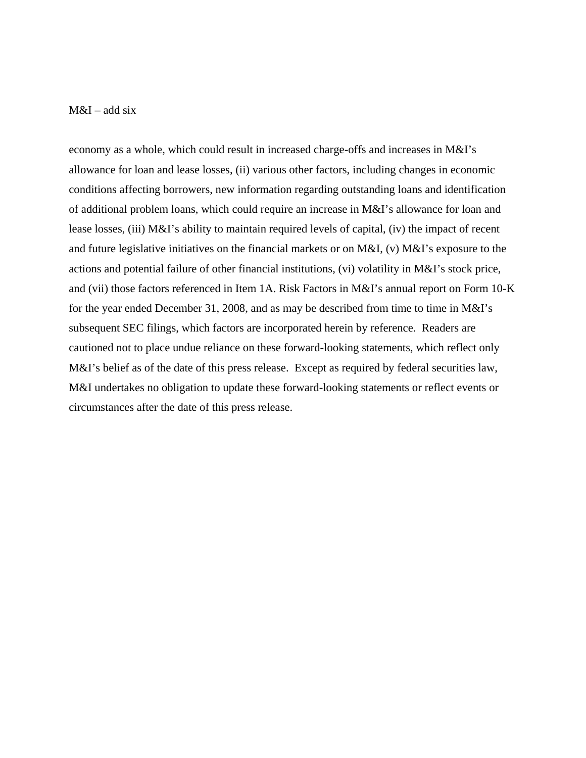economy as a whole, which could result in increased charge-offs and increases in M&I's allowance for loan and lease losses, (ii) various other factors, including changes in economic conditions affecting borrowers, new information regarding outstanding loans and identification of additional problem loans, which could require an increase in M&I's allowance for loan and lease losses, (iii) M&I's ability to maintain required levels of capital, (iv) the impact of recent and future legislative initiatives on the financial markets or on M&I, (v) M&I's exposure to the actions and potential failure of other financial institutions, (vi) volatility in M&I's stock price, and (vii) those factors referenced in Item 1A. Risk Factors in M&I's annual report on Form 10-K for the year ended December 31, 2008, and as may be described from time to time in M&I's subsequent SEC filings, which factors are incorporated herein by reference. Readers are cautioned not to place undue reliance on these forward-looking statements, which reflect only M&I's belief as of the date of this press release. Except as required by federal securities law, M&I undertakes no obligation to update these forward-looking statements or reflect events or circumstances after the date of this press release.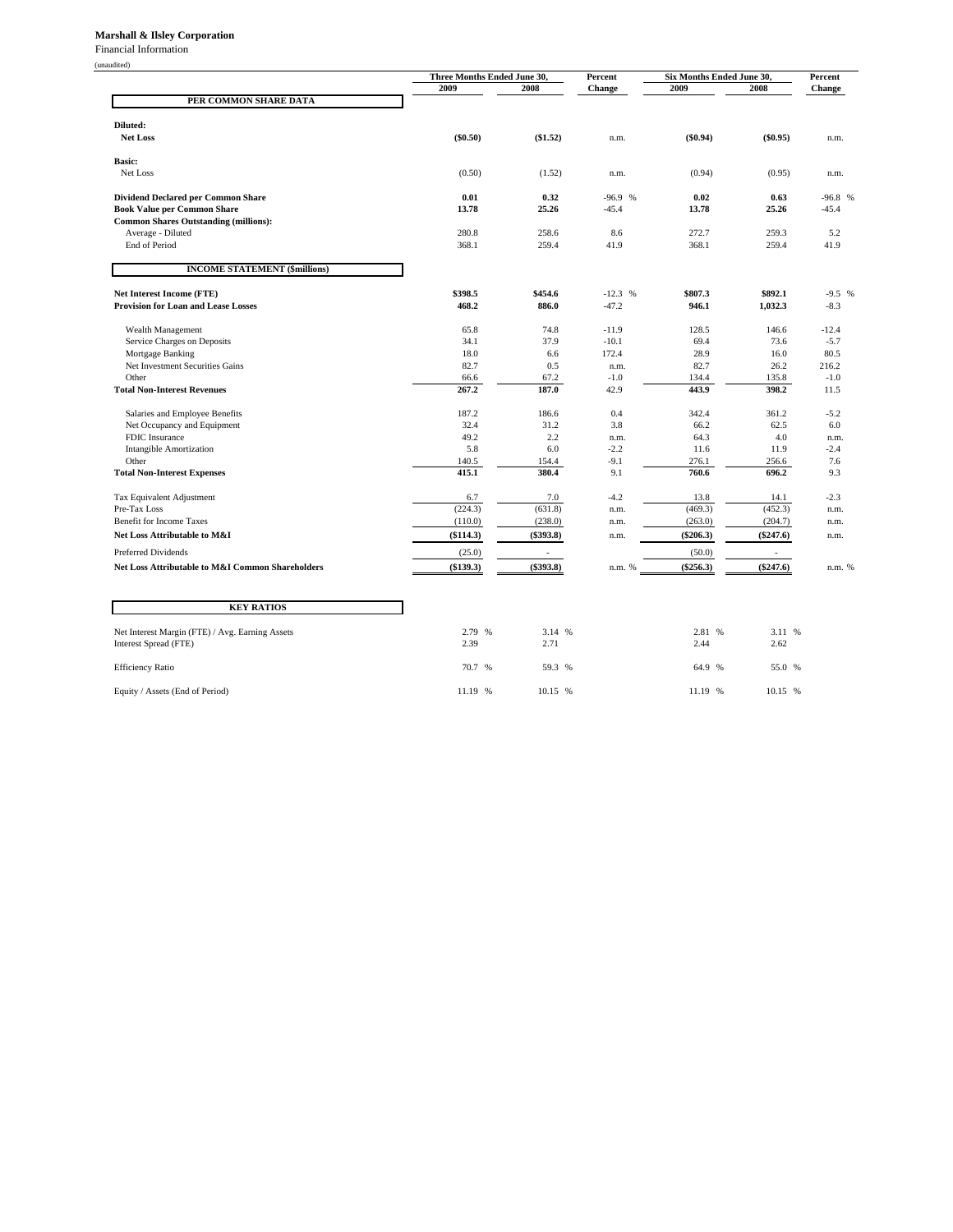**Marshall & Ilsley Corporation**

Financial Information

(unaudited)

| | Three Months Ended June 30, 2009 | Three Months Ended June 30, 2008 | Percent Change | Six Months Ended June 30, 2009 | Six Months Ended June 30, 2008 | Percent Change |
|---|---|---|---|---|---|---|
| **PER COMMON SHARE DATA** | | | | | | |
| **Diluted:** | | | | | | |
| **Net Loss** | **($0.50)** | **($1.52)** | n.m. | **($0.94)** | **($0.95)** | n.m. |
| **Basic:** | | | | | | |
| Net Loss | (0.50) | (1.52) | n.m. | (0.94) | (0.95) | n.m. |
| **Dividend Declared per Common Share** | **0.01** | **0.32** | -96.9 % | **0.02** | **0.63** | -96.8 % |
| **Book Value per Common Share** | **13.78** | **25.26** | -45.4 | **13.78** | **25.26** | -45.4 |
| **Common Shares Outstanding (millions):** | | | | | | |
| Average - Diluted | 280.8 | 258.6 | 8.6 | 272.7 | 259.3 | 5.2 |
| End of Period | 368.1 | 259.4 | 41.9 | 368.1 | 259.4 | 41.9 |
| **INCOME STATEMENT ($millions)** | | | | | | |
| **Net Interest Income (FTE)** | **$398.5** | **$454.6** | -12.3 % | **$807.3** | **$892.1** | -9.5 % |
| **Provision for Loan and Lease Losses** | **468.2** | **886.0** | -47.2 | **946.1** | **1,032.3** | -8.3 |
| Wealth Management | 65.8 | 74.8 | -11.9 | 128.5 | 146.6 | -12.4 |
| Service Charges on Deposits | 34.1 | 37.9 | -10.1 | 69.4 | 73.6 | -5.7 |
| Mortgage Banking | 18.0 | 6.6 | 172.4 | 28.9 | 16.0 | 80.5 |
| Net Investment Securities Gains | 82.7 | 0.5 | n.m. | 82.7 | 26.2 | 216.2 |
| Other | 66.6 | 67.2 | -1.0 | 134.4 | 135.8 | -1.0 |
| **Total Non-Interest Revenues** | **267.2** | **187.0** | 42.9 | **443.9** | **398.2** | 11.5 |
| Salaries and Employee Benefits | 187.2 | 186.6 | 0.4 | 342.4 | 361.2 | -5.2 |
| Net Occupancy and Equipment | 32.4 | 31.2 | 3.8 | 66.2 | 62.5 | 6.0 |
| FDIC Insurance | 49.2 | 2.2 | n.m. | 64.3 | 4.0 | n.m. |
| Intangible Amortization | 5.8 | 6.0 | -2.2 | 11.6 | 11.9 | -2.4 |
| Other | 140.5 | 154.4 | -9.1 | 276.1 | 256.6 | 7.6 |
| **Total Non-Interest Expenses** | **415.1** | **380.4** | 9.1 | **760.6** | **696.2** | 9.3 |
| Tax Equivalent Adjustment | 6.7 | 7.0 | -4.2 | 13.8 | 14.1 | -2.3 |
| Pre-Tax Loss | (224.3) | (631.8) | n.m. | (469.3) | (452.3) | n.m. |
| Benefit for Income Taxes | (110.0) | (238.0) | n.m. | (263.0) | (204.7) | n.m. |
| **Net Loss Attributable to M&I** | **($114.3)** | **($393.8)** | n.m. | **($206.3)** | **($247.6)** | n.m. |
| Preferred Dividends | (25.0) | - | | (50.0) | - | |
| **Net Loss Attributable to M&I Common Shareholders** | **($139.3)** | **($393.8)** | n.m. % | **($256.3)** | **($247.6)** | n.m. % |
| **KEY RATIOS** | | | | | | |
| Net Interest Margin (FTE) / Avg. Earning Assets | 2.79 % | 3.14 % | | 2.81 % | 3.11 % | |
| Interest Spread (FTE) | 2.39 | 2.71 | | 2.44 | 2.62 | |
| Efficiency Ratio | 70.7 % | 59.3 % | | 64.9 % | 55.0 % | |
| Equity / Assets (End of Period) | 11.19 % | 10.15 % | | 11.19 % | 10.15 % | |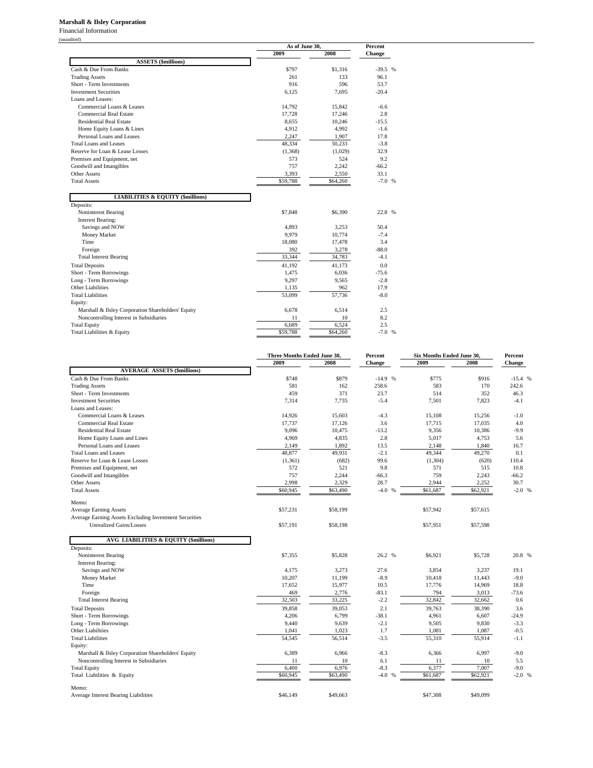**Marshall & Ilsley Corporation**

Financial Information

(unaudited)

| | As of June 30, | | Percent |
|---|---|---|---|
| | 2009 | 2008 | Change |
| **ASSETS ($millions)** | | | |
| Cash & Due From Banks | $797 | $1,316 | -39.5 % |
| Trading Assets | 261 | 133 | 96.1 |
| Short - Term Investments | 916 | 596 | 53.7 |
| Investment Securities | 6,125 | 7,695 | -20.4 |
| Loans and Leases: | | | |
| Commercial Loans & Leases | 14,792 | 15,842 | -6.6 |
| Commercial Real Estate | 17,728 | 17,246 | 2.8 |
| Residential Real Estate | 8,655 | 10,246 | -15.5 |
| Home Equity Loans & Lines | 4,912 | 4,992 | -1.6 |
| Personal Loans and Leases | 2,247 | 1,907 | 17.8 |
| Total Loans and Leases | 48,334 | 50,233 | -3.8 |
| Reserve for Loan & Lease Losses | (1,368) | (1,029) | 32.9 |
| Premises and Equipment, net | 573 | 524 | 9.2 |
| Goodwill and Intangibles | 757 | 2,242 | -66.2 |
| Other Assets | 3,393 | 2,550 | 33.1 |
| Total Assets | $59,788 | $64,260 | -7.0 % |
| **LIABILITIES & EQUITY ($millions)** | | | |
| Deposits: | | | |
| Noninterest Bearing | $7,848 | $6,390 | 22.8 % |
| Interest Bearing: | | | |
| Savings and NOW | 4,893 | 3,253 | 50.4 |
| Money Market | 9,979 | 10,774 | -7.4 |
| Time | 18,080 | 17,478 | 3.4 |
| Foreign | 392 | 3,278 | -88.0 |
| Total Interest Bearing | 33,344 | 34,783 | -4.1 |
| Total Deposits | 41,192 | 41,173 | 0.0 |
| Short - Term Borrowings | 1,475 | 6,036 | -75.6 |
| Long - Term Borrowings | 9,297 | 9,565 | -2.8 |
| Other Liabilities | 1,135 | 962 | 17.9 |
| Total Liabilities | 53,099 | 57,736 | -8.0 |
| Equity: | | | |
| Marshall & Ilsley Corporation Shareholders' Equity | 6,678 | 6,514 | 2.5 |
| Noncontrolling Interest in Subsidiaries | 11 | 10 | 8.2 |
| Total Equity | 6,689 | 6,524 | 2.5 |
| Total Liabilities & Equity | $59,788 | $64,260 | -7.0 % |

| | Three Months Ended June 30, | | Percent | Six Months Ended June 30, | | Percent |
|---|---|---|---|---|---|---|
| | 2009 | 2008 | Change | 2009 | 2008 | Change |
| **AVERAGE ASSETS ($millions)** | | | | | | |
| Cash & Due From Banks | $748 | $879 | -14.9 % | $775 | $916 | -15.4 % |
| Trading Assets | 581 | 162 | 258.6 | 583 | 170 | 242.6 |
| Short - Term Investments | 459 | 371 | 23.7 | 514 | 352 | 46.3 |
| Investment Securities | 7,314 | 7,735 | -5.4 | 7,501 | 7,823 | -4.1 |
| Loans and Leases: | | | | | | |
| Commercial Loans & Leases | 14,926 | 15,603 | -4.3 | 15,108 | 15,256 | -1.0 |
| Commercial Real Estate | 17,737 | 17,126 | 3.6 | 17,715 | 17,035 | 4.0 |
| Residential Real Estate | 9,096 | 10,475 | -13.2 | 9,356 | 10,386 | -9.9 |
| Home Equity Loans and Lines | 4,969 | 4,835 | 2.8 | 5,017 | 4,753 | 5.6 |
| Personal Loans and Leases | 2,149 | 1,892 | 13.5 | 2,148 | 1,840 | 16.7 |
| Total Loans and Leases | 48,877 | 49,931 | -2.1 | 49,344 | 49,270 | 0.1 |
| Reserve for Loan & Lease Losses | (1,361) | (682) | 99.6 | (1,304) | (620) | 110.4 |
| Premises and Equipment, net | 572 | 521 | 9.8 | 571 | 515 | 10.8 |
| Goodwill and Intangibles | 757 | 2,244 | -66.3 | 759 | 2,243 | -66.2 |
| Other Assets | 2,998 | 2,329 | 28.7 | 2,944 | 2,252 | 30.7 |
| Total Assets | $60,945 | $63,490 | -4.0 % | $61,687 | $62,921 | -2.0 % |
| Memo: | | | | | | |
| Average Earning Assets | $57,231 | $58,199 | | $57,942 | $57,615 | |
| Average Earning Assets Excluding Investment Securities Unrealized Gains/Losses | $57,191 | $58,198 | | $57,951 | $57,598 | |
| **AVG LIABILITIES & EQUITY ($millions)** | | | | | | |
| Deposits: | | | | | | |
| Noninterest Bearing | $7,355 | $5,828 | 26.2 % | $6,921 | $5,728 | 20.8 % |
| Interest Bearing: | | | | | | |
| Savings and NOW | 4,175 | 3,273 | 27.6 | 3,854 | 3,237 | 19.1 |
| Money Market | 10,207 | 11,199 | -8.9 | 10,418 | 11,443 | -9.0 |
| Time | 17,652 | 15,977 | 10.5 | 17,776 | 14,969 | 18.8 |
| Foreign | 469 | 2,776 | -83.1 | 794 | 3,013 | -73.6 |
| Total Interest Bearing | 32,503 | 33,225 | -2.2 | 32,842 | 32,662 | 0.6 |
| Total Deposits | 39,858 | 39,053 | 2.1 | 39,763 | 38,390 | 3.6 |
| Short - Term Borrowings | 4,206 | 6,799 | -38.1 | 4,961 | 6,607 | -24.9 |
| Long - Term Borrowings | 9,440 | 9,639 | -2.1 | 9,505 | 9,830 | -3.3 |
| Other Liabilities | 1,041 | 1,023 | 1.7 | 1,081 | 1,087 | -0.5 |
| Total Liabilities | 54,545 | 56,514 | -3.5 | 55,310 | 55,914 | -1.1 |
| Equity: | | | | | | |
| Marshall & Ilsley Corporation Shareholders' Equity | 6,389 | 6,966 | -8.3 | 6,366 | 6,997 | -9.0 |
| Noncontrolling Interest in Subsidiaries | 11 | 10 | 6.1 | 11 | 10 | 5.5 |
| Total Equity | 6,400 | 6,976 | -8.3 | 6,377 | 7,007 | -9.0 |
| Total Liabilities & Equity | $60,945 | $63,490 | -4.0 % | $61,687 | $62,921 | -2.0 % |
| Memo: | | | | | | |
| Average Interest Bearing Liabilities | $46,149 | $49,663 | | $47,308 | $49,099 | |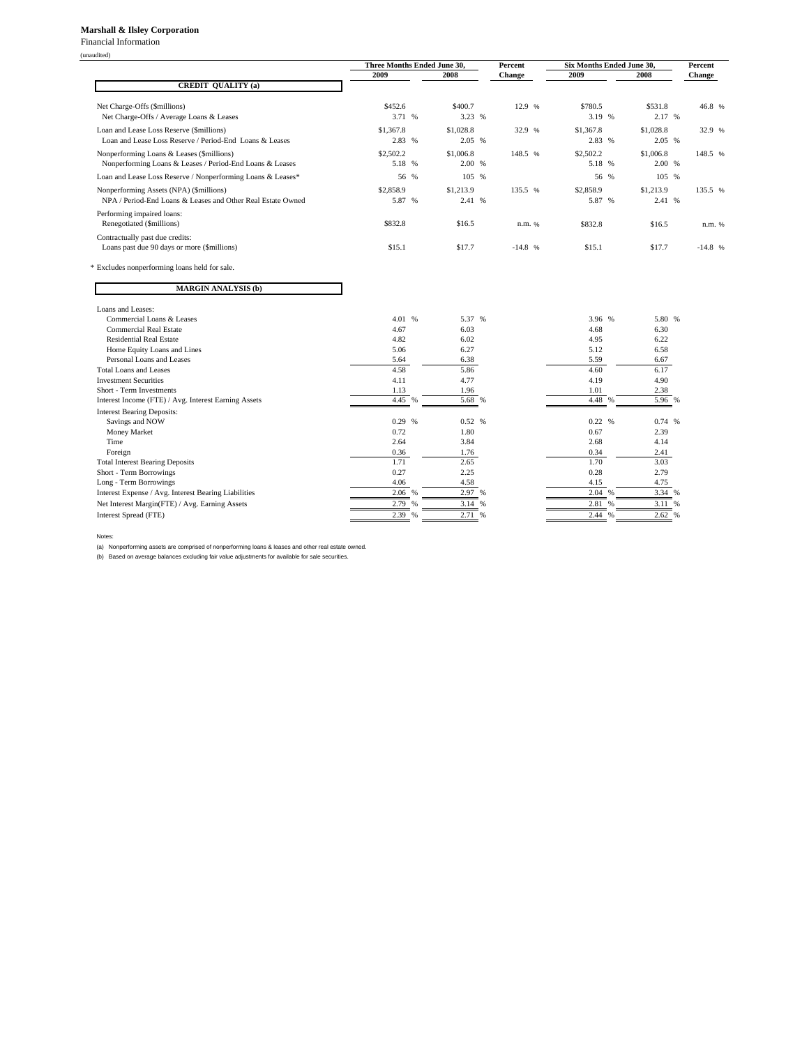**Marshall & Ilsley Corporation**

Financial Information

(unaudited)

| | Three Months Ended June 30, | | Percent | Six Months Ended June 30, | | Percent |
|---|---|---|---|---|---|---|
| | 2009 | 2008 | Change | 2009 | 2008 | Change |
| **CREDIT QUALITY (a)** | | | | | | |
| Net Charge-Offs ($millions) | $452.6 | $400.7 | 12.9 % | $780.5 | $531.8 | 46.8 % |
| Net Charge-Offs / Average Loans & Leases | 3.71 % | 3.23 % | | 3.19 % | 2.17 % | |
| Loan and Lease Loss Reserve ($millions) | $1,367.8 | $1,028.8 | 32.9 % | $1,367.8 | $1,028.8 | 32.9 % |
| Loan and Lease Loss Reserve / Period-End Loans & Leases | 2.83 % | 2.05 % | | 2.83 % | 2.05 % | |
| Nonperforming Loans & Leases ($millions) | $2,502.2 | $1,006.8 | 148.5 % | $2,502.2 | $1,006.8 | 148.5 % |
| Nonperforming Loans & Leases / Period-End Loans & Leases | 5.18 % | 2.00 % | | 5.18 % | 2.00 % | |
| Loan and Lease Loss Reserve / Nonperforming Loans & Leases* | 56 % | 105 % | | 56 % | 105 % | |
| Nonperforming Assets (NPA) ($millions) | $2,858.9 | $1,213.9 | 135.5 % | $2,858.9 | $1,213.9 | 135.5 % |
| NPA / Period-End Loans & Leases and Other Real Estate Owned | 5.87 % | 2.41 % | | 5.87 % | 2.41 % | |
| Performing impaired loans: | | | | | | |
| Renegotiated ($millions) | $832.8 | $16.5 | n.m. % | $832.8 | $16.5 | n.m. % |
| Contractually past due credits: | | | | | | |
| Loans past due 90 days or more ($millions) | $15.1 | $17.7 | -14.8 % | $15.1 | $17.7 | -14.8 % |

* Excludes nonperforming loans held for sale.

| | Three Months Ended June 30, | | Six Months Ended June 30, | |
|---|---|---|---|---|
| | 2009 | 2008 | 2009 | 2008 |
| **MARGIN ANALYSIS (b)** | | | | |
| Loans and Leases: | | | | |
| Commercial Loans & Leases | 4.01 % | 5.37 % | 3.96 % | 5.80 % |
| Commercial Real Estate | 4.67 | 6.03 | 4.68 | 6.30 |
| Residential Real Estate | 4.82 | 6.02 | 4.95 | 6.22 |
| Home Equity Loans and Lines | 5.06 | 6.27 | 5.12 | 6.58 |
| Personal Loans and Leases | 5.64 | 6.38 | 5.59 | 6.67 |
| Total Loans and Leases | 4.58 | 5.86 | 4.60 | 6.17 |
| Investment Securities | 4.11 | 4.77 | 4.19 | 4.90 |
| Short - Term Investments | 1.13 | 1.96 | 1.01 | 2.38 |
| Interest Income (FTE) / Avg. Interest Earning Assets | 4.45 % | 5.68 % | 4.48 % | 5.96 % |
| Interest Bearing Deposits: | | | | |
| Savings and NOW | 0.29 % | 0.52 % | 0.22 % | 0.74 % |
| Money Market | 0.72 | 1.80 | 0.67 | 2.39 |
| Time | 2.64 | 3.84 | 2.68 | 4.14 |
| Foreign | 0.36 | 1.76 | 0.34 | 2.41 |
| Total Interest Bearing Deposits | 1.71 | 2.65 | 1.70 | 3.03 |
| Short - Term Borrowings | 0.27 | 2.25 | 0.28 | 2.79 |
| Long - Term Borrowings | 4.06 | 4.58 | 4.15 | 4.75 |
| Interest Expense / Avg. Interest Bearing Liabilities | 2.06 % | 2.97 % | 2.04 % | 3.34 % |
| Net Interest Margin(FTE) / Avg. Earning Assets | 2.79 % | 3.14 % | 2.81 % | 3.11 % |
| Interest Spread (FTE) | 2.39 % | 2.71 % | 2.44 % | 2.62 % |

Notes:

(a) Nonperforming assets are comprised of nonperforming loans & leases and other real estate owned.

(b) Based on average balances excluding fair value adjustments for available for sale securities.